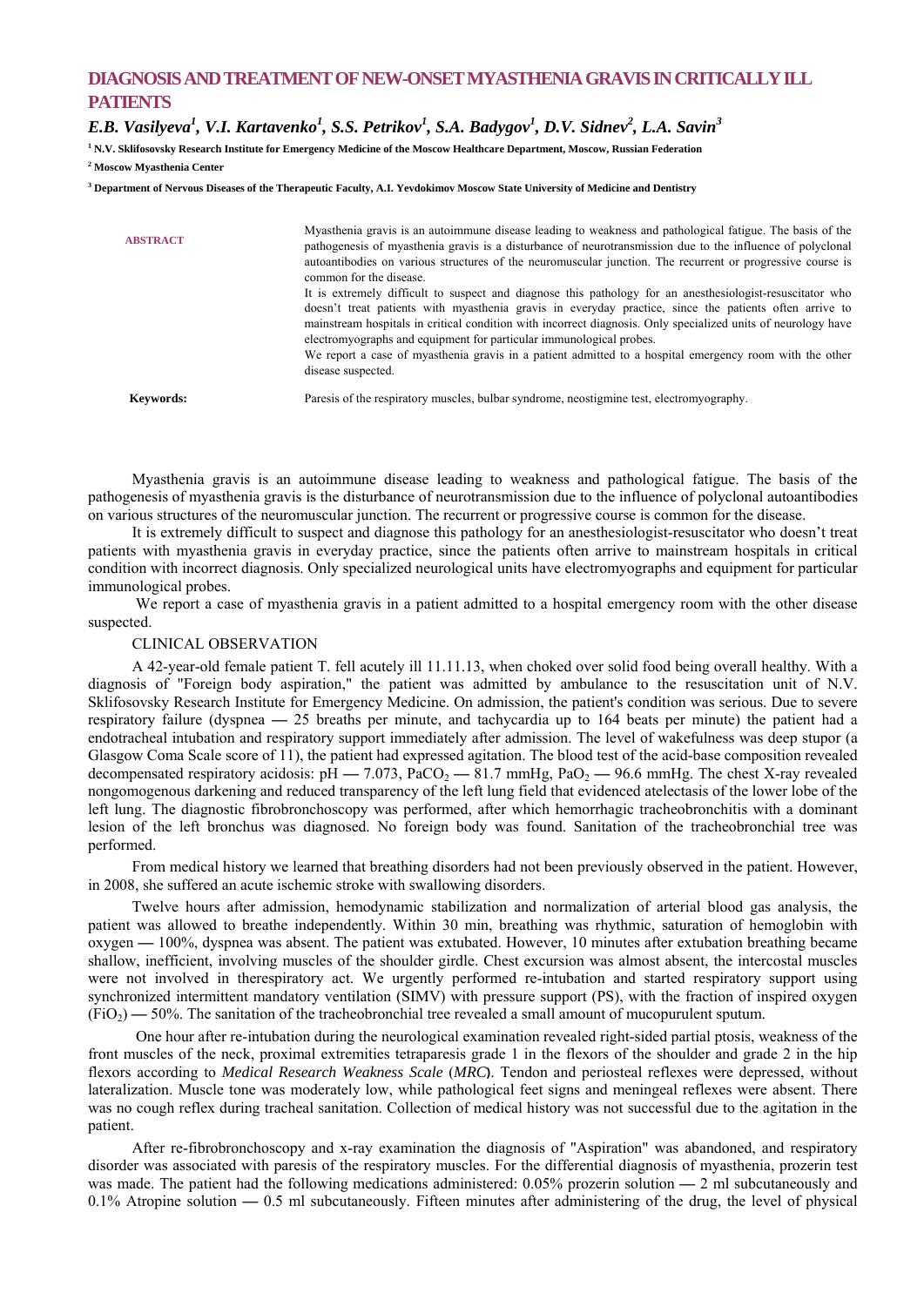# DIAGNOSIS AND TREATMENT OF NEW-ONSET MYASTHENIA GRAVIS IN CRITICALLY ILL PATIENTS

***E.B. Vasilyeva[1], V.I. Kartavenko[1], S.S. Petrikov[1], S.A. Badygov[1], D.V. Sidnev[2], L.A. Savin[3]***

**[1] N.V. Sklifosovsky Research Institute for Emergency Medicine of the Moscow Healthcare Department, Moscow, Russian Federation**

**[2] Moscow Myasthenia Center**

**[3] Department of Nervous Diseases of the Therapeutic Faculty, A.I. Yevdokimov Moscow State University of Medicine and Dentistry**

**ABSTRACT**

Myasthenia gravis is an autoimmune disease leading to weakness and pathological fatigue. The basis of the pathogenesis of myasthenia gravis is a disturbance of neurotransmission due to the influence of polyclonal autoantibodies on various structures of the neuromuscular junction. The recurrent or progressive course is common for the disease.

It is extremely difficult to suspect and diagnose this pathology for an anesthesiologist-resuscitator who doesn't treat patients with myasthenia gravis in everyday practice, since the patients often arrive to mainstream hospitals in critical condition with incorrect diagnosis. Only specialized units of neurology have electromyographs and equipment for particular immunological probes.

We report a case of myasthenia gravis in a patient admitted to a hospital emergency room with the other disease suspected.

**Keywords:** Paresis of the respiratory muscles, bulbar syndrome, neostigmine test, electromyography.

Myasthenia gravis is an autoimmune disease leading to weakness and pathological fatigue. The basis of the pathogenesis of myasthenia gravis is the disturbance of neurotransmission due to the influence of polyclonal autoantibodies on various structures of the neuromuscular junction. The recurrent or progressive course is common for the disease.

It is extremely difficult to suspect and diagnose this pathology for an anesthesiologist-resuscitator who doesn't treat patients with myasthenia gravis in everyday practice, since the patients often arrive to mainstream hospitals in critical condition with incorrect diagnosis. Only specialized neurological units have electromyographs and equipment for particular immunological probes.

We report a case of myasthenia gravis in a patient admitted to a hospital emergency room with the other disease suspected.

CLINICAL OBSERVATION

A 42-year-old female patient T. fell acutely ill 11.11.13, when choked over solid food being overall healthy. With a diagnosis of "Foreign body aspiration," the patient was admitted by ambulance to the resuscitation unit of N.V. Sklifosovsky Research Institute for Emergency Medicine. On admission, the patient's condition was serious. Due to severe respiratory failure (dyspnea — 25 breaths per minute, and tachycardia up to 164 beats per minute) the patient had a endotracheal intubation and respiratory support immediately after admission. The level of wakefulness was deep stupor (a Glasgow Coma Scale score of 11), the patient had expressed agitation. The blood test of the acid-base composition revealed decompensated respiratory acidosis: pH — 7.073, $PaCO_2$ — 81.7 mmHg, $PaO_2$ — 96.6 mmHg. The chest X-ray revealed nongomogenous darkening and reduced transparency of the left lung field that evidenced atelectasis of the lower lobe of the left lung. The diagnostic fibrobronchoscopy was performed, after which hemorrhagic tracheobronchitis with a dominant lesion of the left bronchus was diagnosed. No foreign body was found. Sanitation of the tracheobronchial tree was performed.

From medical history we learned that breathing disorders had not been previously observed in the patient. However, in 2008, she suffered an acute ischemic stroke with swallowing disorders.

Twelve hours after admission, hemodynamic stabilization and normalization of arterial blood gas analysis, the patient was allowed to breathe independently. Within 30 min, breathing was rhythmic, saturation of hemoglobin with oxygen — 100%, dyspnea was absent. The patient was extubated. However, 10 minutes after extubation breathing became shallow, inefficient, involving muscles of the shoulder girdle. Chest excursion was almost absent, the intercostal muscles were not involved in therespiratory act. We urgently performed re-intubation and started respiratory support using synchronized intermittent mandatory ventilation (SIMV) with pressure support (PS), with the fraction of inspired oxygen ($FiO_2$) — 50%. The sanitation of the tracheobronchial tree revealed a small amount of mucopurulent sputum.

One hour after re-intubation during the neurological examination revealed right-sided partial ptosis, weakness of the front muscles of the neck, proximal extremities tetraparesis grade 1 in the flexors of the shoulder and grade 2 in the hip flexors according to *Medical Research Weakness Scale* (*MRC*). Tendon and periosteal reflexes were depressed, without lateralization. Muscle tone was moderately low, while pathological feet signs and meningeal reflexes were absent. There was no cough reflex during tracheal sanitation. Collection of medical history was not successful due to the agitation in the patient.

After re-fibrobronchoscopy and x-ray examination the diagnosis of "Aspiration" was abandoned, and respiratory disorder was associated with paresis of the respiratory muscles. For the differential diagnosis of myasthenia, prozerin test was made. The patient had the following medications administered: 0.05% prozerin solution — 2 ml subcutaneously and 0.1% Atropine solution — 0.5 ml subcutaneously. Fifteen minutes after administering of the drug, the level of physical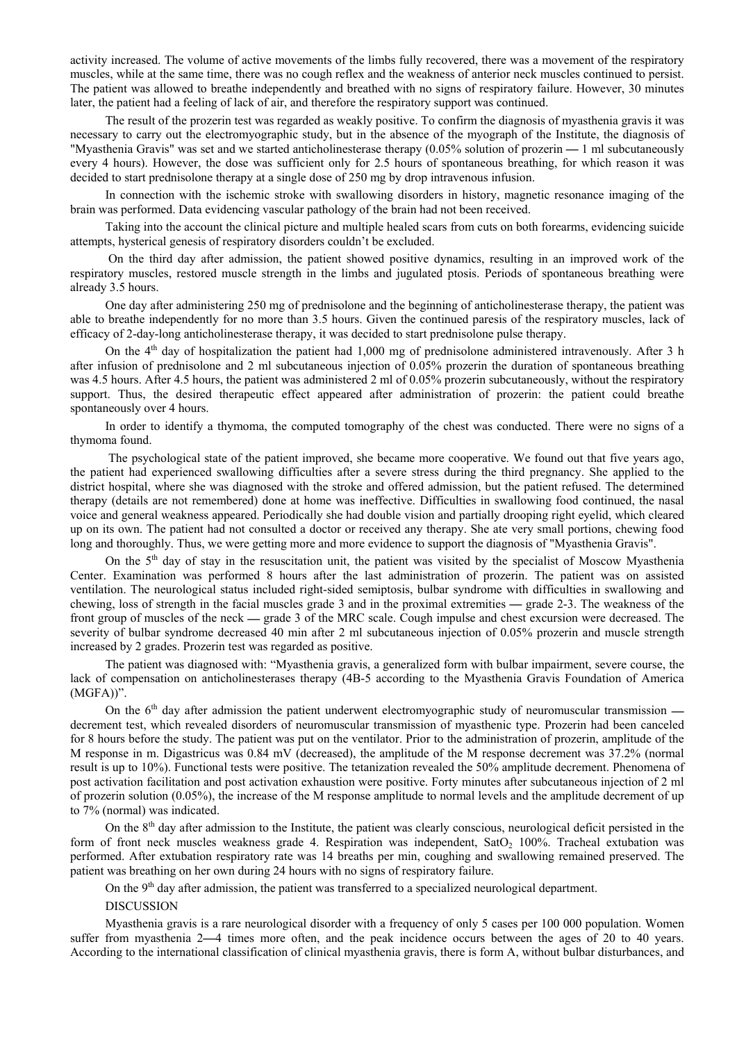activity increased. The volume of active movements of the limbs fully recovered, there was a movement of the respiratory muscles, while at the same time, there was no cough reflex and the weakness of anterior neck muscles continued to persist. The patient was allowed to breathe independently and breathed with no signs of respiratory failure. However, 30 minutes later, the patient had a feeling of lack of air, and therefore the respiratory support was continued.

The result of the prozerin test was regarded as weakly positive. To confirm the diagnosis of myasthenia gravis it was necessary to carry out the electromyographic study, but in the absence of the myograph of the Institute, the diagnosis of "Myasthenia Gravis" was set and we started anticholinesterase therapy (0.05% solution of prozerin — 1 ml subcutaneously every 4 hours). However, the dose was sufficient only for 2.5 hours of spontaneous breathing, for which reason it was decided to start prednisolone therapy at a single dose of 250 mg by drop intravenous infusion.

In connection with the ischemic stroke with swallowing disorders in history, magnetic resonance imaging of the brain was performed. Data evidencing vascular pathology of the brain had not been received.

Taking into the account the clinical picture and multiple healed scars from cuts on both forearms, evidencing suicide attempts, hysterical genesis of respiratory disorders couldn't be excluded.

On the third day after admission, the patient showed positive dynamics, resulting in an improved work of the respiratory muscles, restored muscle strength in the limbs and jugulated ptosis. Periods of spontaneous breathing were already 3.5 hours.

One day after administering 250 mg of prednisolone and the beginning of anticholinesterase therapy, the patient was able to breathe independently for no more than 3.5 hours. Given the continued paresis of the respiratory muscles, lack of efficacy of 2-day-long anticholinesterase therapy, it was decided to start prednisolone pulse therapy.

On the 4th day of hospitalization the patient had 1,000 mg of prednisolone administered intravenously. After 3 h after infusion of prednisolone and 2 ml subcutaneous injection of 0.05% prozerin the duration of spontaneous breathing was 4.5 hours. After 4.5 hours, the patient was administered 2 ml of 0.05% prozerin subcutaneously, without the respiratory support. Thus, the desired therapeutic effect appeared after administration of prozerin: the patient could breathe spontaneously over 4 hours.

In order to identify a thymoma, the computed tomography of the chest was conducted. There were no signs of a thymoma found.

The psychological state of the patient improved, she became more cooperative. We found out that five years ago, the patient had experienced swallowing difficulties after a severe stress during the third pregnancy. She applied to the district hospital, where she was diagnosed with the stroke and offered admission, but the patient refused. The determined therapy (details are not remembered) done at home was ineffective. Difficulties in swallowing food continued, the nasal voice and general weakness appeared. Periodically she had double vision and partially drooping right eyelid, which cleared up on its own. The patient had not consulted a doctor or received any therapy. She ate very small portions, chewing food long and thoroughly. Thus, we were getting more and more evidence to support the diagnosis of "Myasthenia Gravis".

On the 5th day of stay in the resuscitation unit, the patient was visited by the specialist of Moscow Myasthenia Center. Examination was performed 8 hours after the last administration of prozerin. The patient was on assisted ventilation. The neurological status included right-sided semiptosis, bulbar syndrome with difficulties in swallowing and chewing, loss of strength in the facial muscles grade 3 and in the proximal extremities — grade 2-3. The weakness of the front group of muscles of the neck — grade 3 of the MRC scale. Cough impulse and chest excursion were decreased. The severity of bulbar syndrome decreased 40 min after 2 ml subcutaneous injection of 0.05% prozerin and muscle strength increased by 2 grades. Prozerin test was regarded as positive.

The patient was diagnosed with: "Myasthenia gravis, a generalized form with bulbar impairment, severe course, the lack of compensation on anticholinesterases therapy (4B-5 according to the Myasthenia Gravis Foundation of America (MGFA))".

On the 6th day after admission the patient underwent electromyographic study of neuromuscular transmission — decrement test, which revealed disorders of neuromuscular transmission of myasthenic type. Prozerin had been canceled for 8 hours before the study. The patient was put on the ventilator. Prior to the administration of prozerin, amplitude of the M response in m. Digastricus was 0.84 mV (decreased), the amplitude of the M response decrement was 37.2% (normal result is up to 10%). Functional tests were positive. The tetanization revealed the 50% amplitude decrement. Phenomena of post activation facilitation and post activation exhaustion were positive. Forty minutes after subcutaneous injection of 2 ml of prozerin solution (0.05%), the increase of the M response amplitude to normal levels and the amplitude decrement of up to 7% (normal) was indicated.

On the 8th day after admission to the Institute, the patient was clearly conscious, neurological deficit persisted in the form of front neck muscles weakness grade 4. Respiration was independent, $SatO_2$ 100%. Tracheal extubation was performed. After extubation respiratory rate was 14 breaths per min, coughing and swallowing remained preserved. The patient was breathing on her own during 24 hours with no signs of respiratory failure.

On the 9th day after admission, the patient was transferred to a specialized neurological department.

## DISCUSSION

Myasthenia gravis is a rare neurological disorder with a frequency of only 5 cases per 100 000 population. Women suffer from myasthenia 2—4 times more often, and the peak incidence occurs between the ages of 20 to 40 years. According to the international classification of clinical myasthenia gravis, there is form A, without bulbar disturbances, and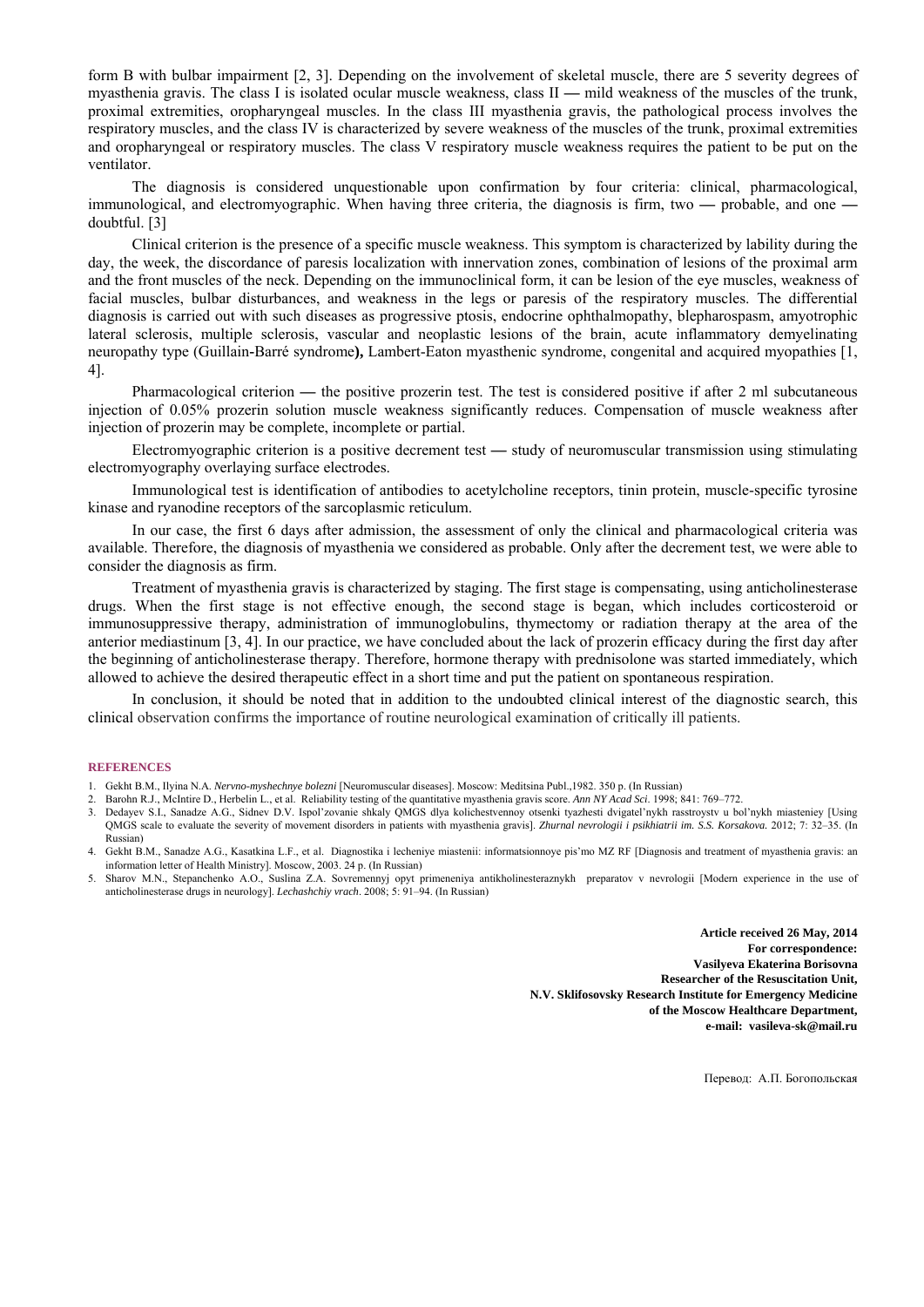form B with bulbar impairment [2, 3]. Depending on the involvement of skeletal muscle, there are 5 severity degrees of myasthenia gravis. The class I is isolated ocular muscle weakness, class II — mild weakness of the muscles of the trunk, proximal extremities, oropharyngeal muscles. In the class III myasthenia gravis, the pathological process involves the respiratory muscles, and the class IV is characterized by severe weakness of the muscles of the trunk, proximal extremities and oropharyngeal or respiratory muscles. The class V respiratory muscle weakness requires the patient to be put on the ventilator.

The diagnosis is considered unquestionable upon confirmation by four criteria: clinical, pharmacological, immunological, and electromyographic. When having three criteria, the diagnosis is firm, two — probable, and one — doubtful. [3]

Clinical criterion is the presence of a specific muscle weakness. This symptom is characterized by lability during the day, the week, the discordance of paresis localization with innervation zones, combination of lesions of the proximal arm and the front muscles of the neck. Depending on the immunoclinical form, it can be lesion of the eye muscles, weakness of facial muscles, bulbar disturbances, and weakness in the legs or paresis of the respiratory muscles. The differential diagnosis is carried out with such diseases as progressive ptosis, endocrine ophthalmopathy, blepharospasm, amyotrophic lateral sclerosis, multiple sclerosis, vascular and neoplastic lesions of the brain, acute inflammatory demyelinating neuropathy type (Guillain-Barré syndrome**)**, Lambert-Eaton myasthenic syndrome, congenital and acquired myopathies [1, 4].

Pharmacological criterion — the positive prozerin test. The test is considered positive if after 2 ml subcutaneous injection of 0.05% prozerin solution muscle weakness significantly reduces. Compensation of muscle weakness after injection of prozerin may be complete, incomplete or partial.

Electromyographic criterion is a positive decrement test — study of neuromuscular transmission using stimulating electromyography overlaying surface electrodes.

Immunological test is identification of antibodies to acetylcholine receptors, tinin protein, muscle-specific tyrosine kinase and ryanodine receptors of the sarcoplasmic reticulum.

In our case, the first 6 days after admission, the assessment of only the clinical and pharmacological criteria was available. Therefore, the diagnosis of myasthenia we considered as probable. Only after the decrement test, we were able to consider the diagnosis as firm.

Treatment of myasthenia gravis is characterized by staging. The first stage is compensating, using anticholinesterase drugs. When the first stage is not effective enough, the second stage is began, which includes corticosteroid or immunosuppressive therapy, administration of immunoglobulins, thymectomy or radiation therapy at the area of the anterior mediastinum [3, 4]. In our practice, we have concluded about the lack of prozerin efficacy during the first day after the beginning of anticholinesterase therapy. Therefore, hormone therapy with prednisolone was started immediately, which allowed to achieve the desired therapeutic effect in a short time and put the patient on spontaneous respiration.

In conclusion, it should be noted that in addition to the undoubted clinical interest of the diagnostic search, this clinical observation confirms the importance of routine neurological examination of critically ill patients.

**REFERENCES**

1. Gekht B.M., Ilyina N.A. *Nervno-myshechnye bolezni* [Neuromuscular diseases]. Moscow: Meditsina Publ.,1982. 350 p. (In Russian)
2. Barohn R.J., McIntire D., Herbelin L., et al. Reliability testing of the quantitative myasthenia gravis score. *Ann NY Acad Sci*. 1998; 841: 769–772.
3. Dedayev S.I., Sanadze A.G., Sidnev D.V. Ispol'zovanie shkaly QMGS dlya kolichestvennoy otsenki tyazhesti dvigatel'nykh rasstroystv u bol'nykh miasteniey [Using QMGS scale to evaluate the severity of movement disorders in patients with myasthenia gravis]. *Zhurnal nevrologii i psikhiatrii im. S.S. Korsakova.* 2012; 7: 32–35. (In Russian)
4. Gekht B.M., Sanadze A.G., Kasatkina L.F., et al. Diagnostika i lecheniye miastenii: informatsionnoye pis'mo MZ RF [Diagnosis and treatment of myasthenia gravis: an information letter of Health Ministry]. Moscow, 2003. 24 p. (In Russian)
5. Sharov M.N., Stepanchenko A.O., Suslina Z.A. Sovremennyj opyt primeneniya antikholinesteraznykh preparatov v nevrologii [Modern experience in the use of anticholinesterase drugs in neurology]. *Lechashchiy vrach*. 2008; 5: 91–94. (In Russian)

**Article received 26 May, 2014**
**For correspondence:**
**Vasilyeva Ekaterina Borisovna**
**Researcher of the Resuscitation Unit,**
**N.V. Sklifosovsky Research Institute for Emergency Medicine**
**of the Moscow Healthcare Department,**
**e-mail: vasileva-sk@mail.ru**

Перевод: А.П. Богопольская